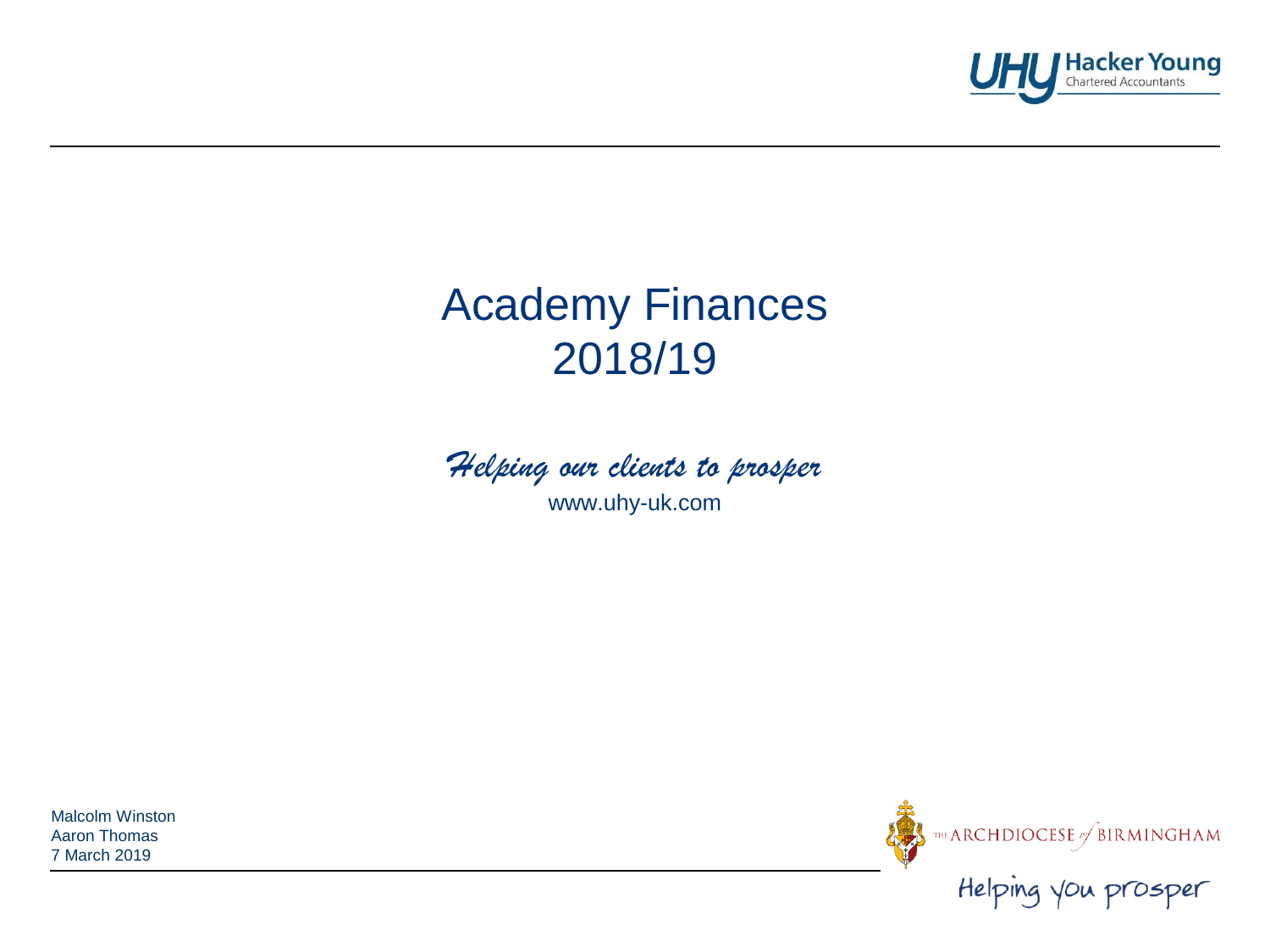UHY Hacker Young
Chartered Accountants

# Academy Finances
# 2018/19

*Helping our clients to prosper*

www.uhy-uk.com

Malcolm Winston
Aaron Thomas
7 March 2019

THE ARCHDIOCESE of BIRMINGHAM

Helping you prosper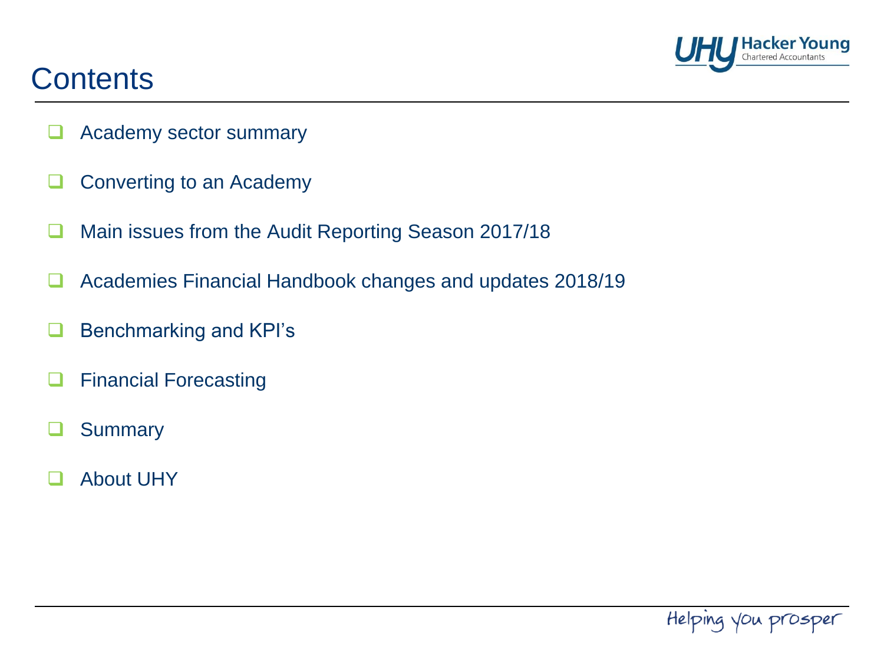# Contents

- Academy sector summary
- Converting to an Academy
- Main issues from the Audit Reporting Season 2017/18
- Academies Financial Handbook changes and updates 2018/19
- Benchmarking and KPI's
- Financial Forecasting
- Summary
- About UHY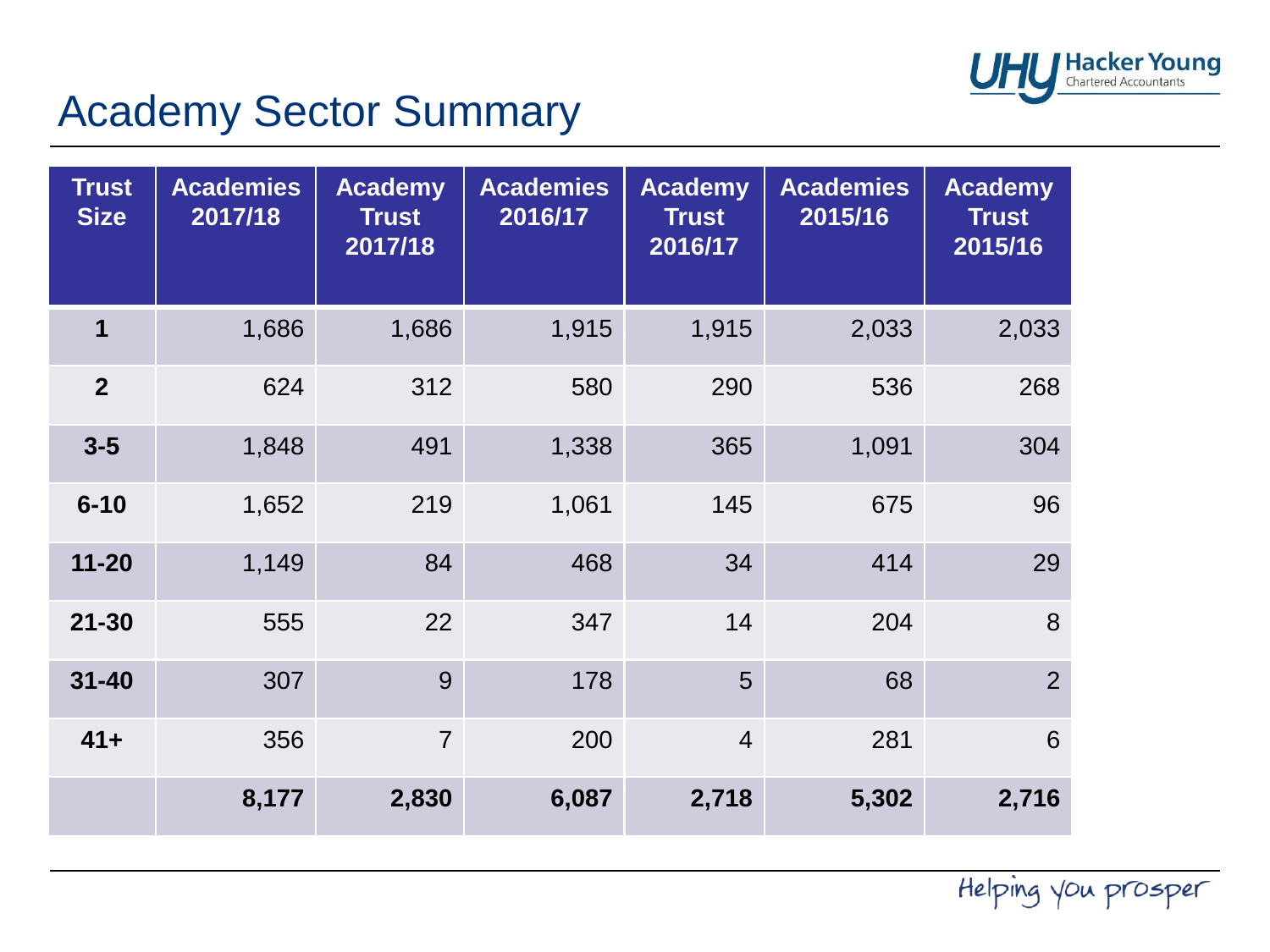# Academy Sector Summary

| Trust Size | Academies 2017/18 | Academy Trust 2017/18 | Academies 2016/17 | Academy Trust 2016/17 | Academies 2015/16 | Academy Trust 2015/16 |
|---|---|---|---|---|---|---|
| **1** | 1,686 | 1,686 | 1,915 | 1,915 | 2,033 | 2,033 |
| **2** | 624 | 312 | 580 | 290 | 536 | 268 |
| **3-5** | 1,848 | 491 | 1,338 | 365 | 1,091 | 304 |
| **6-10** | 1,652 | 219 | 1,061 | 145 | 675 | 96 |
| **11-20** | 1,149 | 84 | 468 | 34 | 414 | 29 |
| **21-30** | 555 | 22 | 347 | 14 | 204 | 8 |
| **31-40** | 307 | 9 | 178 | 5 | 68 | 2 |
| **41+** | 356 | 7 | 200 | 4 | 281 | 6 |
| | **8,177** | **2,830** | **6,087** | **2,718** | **5,302** | **2,716** |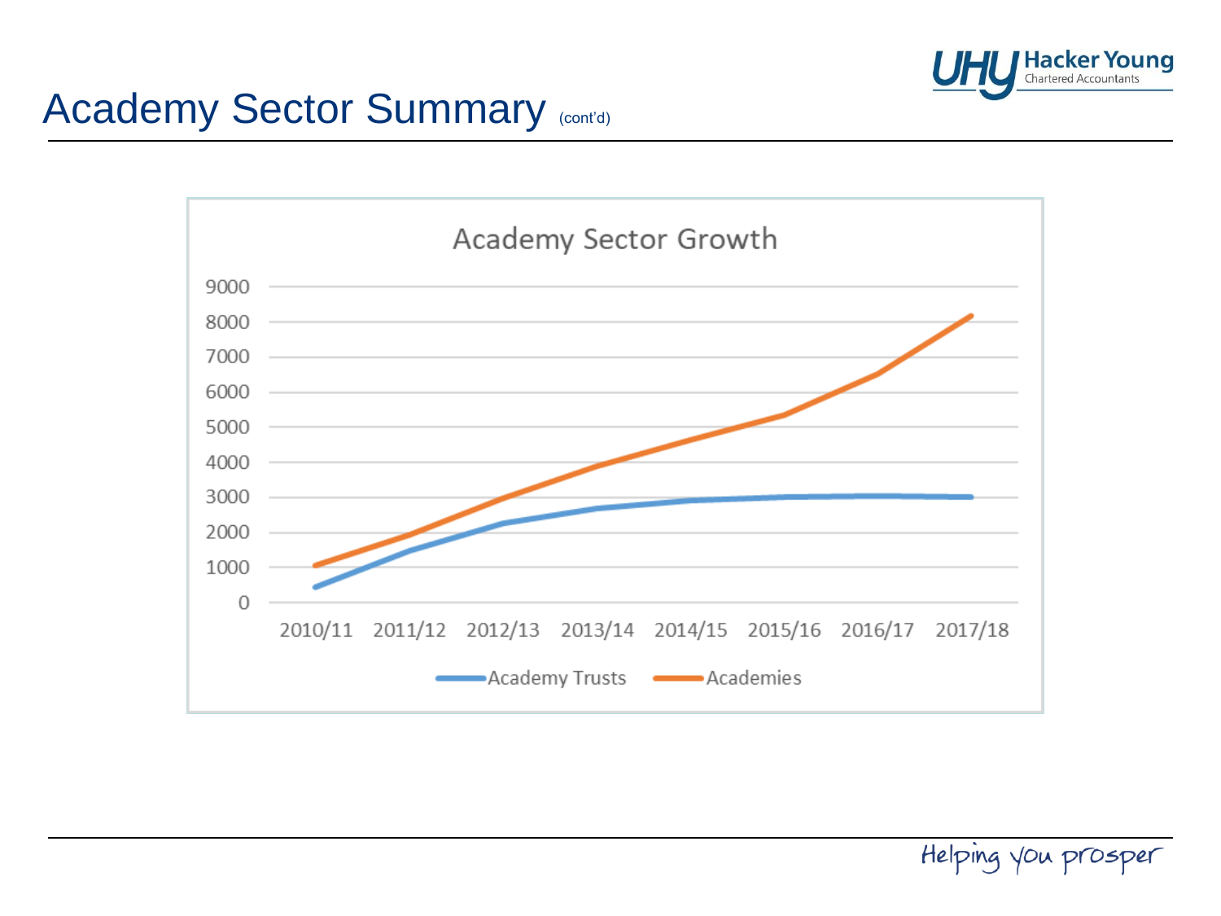# Academy Sector Summary (cont'd)

Academy Sector Growth

9000
8000
7000
6000
5000
4000
3000
2000
1000
0

2010/11 2011/12 2012/13 2013/14 2014/15 2015/16 2016/17 2017/18

Academy Trusts   Academies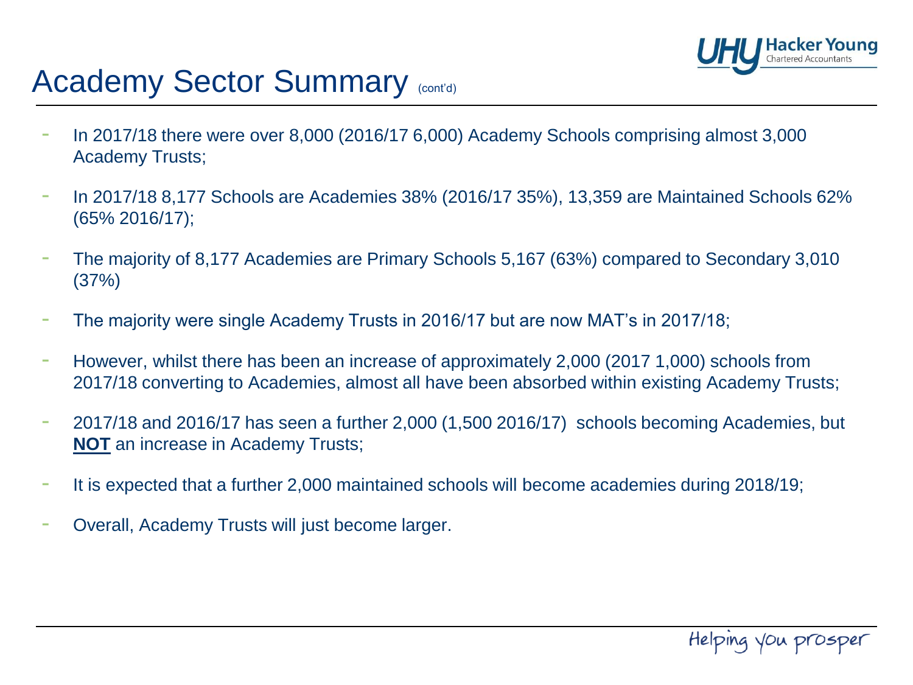# Academy Sector Summary (cont'd)

- In 2017/18 there were over 8,000 (2016/17 6,000) Academy Schools comprising almost 3,000 Academy Trusts;
- In 2017/18 8,177 Schools are Academies 38% (2016/17 35%), 13,359 are Maintained Schools 62% (65% 2016/17);
- The majority of 8,177 Academies are Primary Schools 5,167 (63%) compared to Secondary 3,010 (37%)
- The majority were single Academy Trusts in 2016/17 but are now MAT's in 2017/18;
- However, whilst there has been an increase of approximately 2,000 (2017 1,000) schools from 2017/18 converting to Academies, almost all have been absorbed within existing Academy Trusts;
- 2017/18 and 2016/17 has seen a further 2,000 (1,500 2016/17) schools becoming Academies, but **NOT** an increase in Academy Trusts;
- It is expected that a further 2,000 maintained schools will become academies during 2018/19;
- Overall, Academy Trusts will just become larger.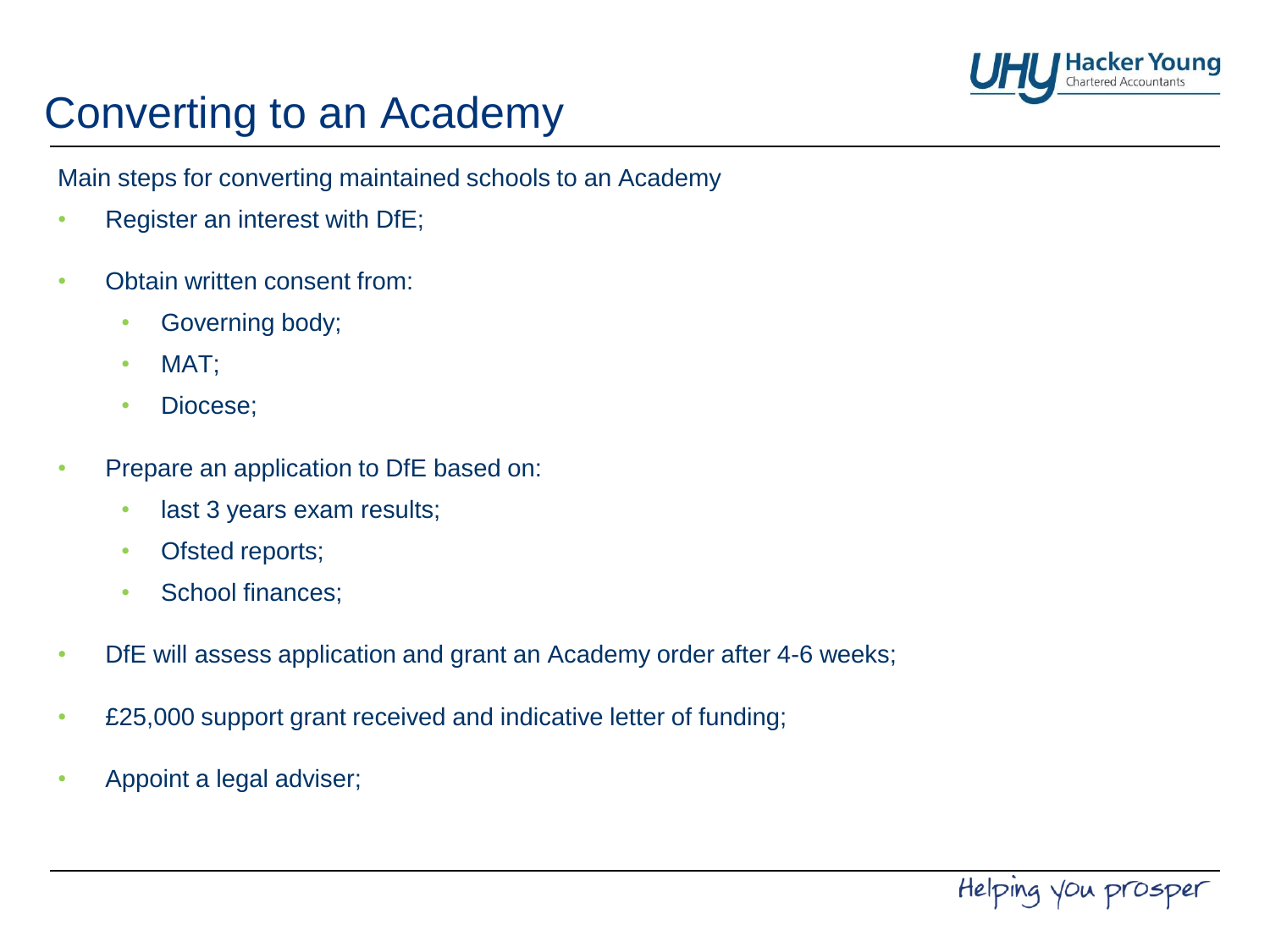# Converting to an Academy

Main steps for converting maintained schools to an Academy

- Register an interest with DfE;
- Obtain written consent from:
  - Governing body;
  - MAT;
  - Diocese;
- Prepare an application to DfE based on:
  - last 3 years exam results;
  - Ofsted reports;
  - School finances;
- DfE will assess application and grant an Academy order after 4-6 weeks;
- £25,000 support grant received and indicative letter of funding;
- Appoint a legal adviser;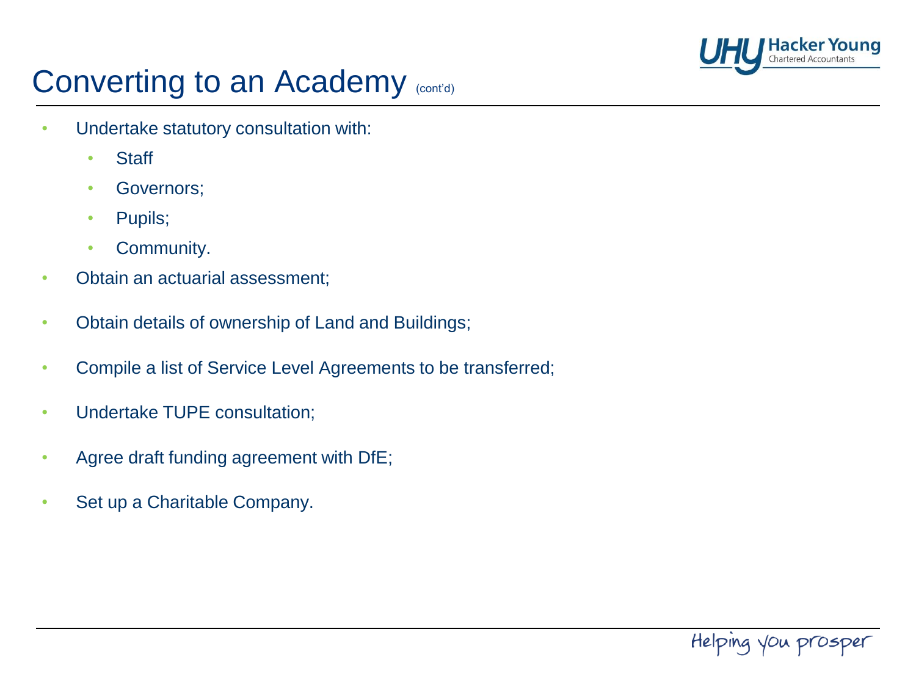# Converting to an Academy (cont'd)

- Undertake statutory consultation with:
  - Staff
  - Governors;
  - Pupils;
  - Community.
- Obtain an actuarial assessment;
- Obtain details of ownership of Land and Buildings;
- Compile a list of Service Level Agreements to be transferred;
- Undertake TUPE consultation;
- Agree draft funding agreement with DfE;
- Set up a Charitable Company.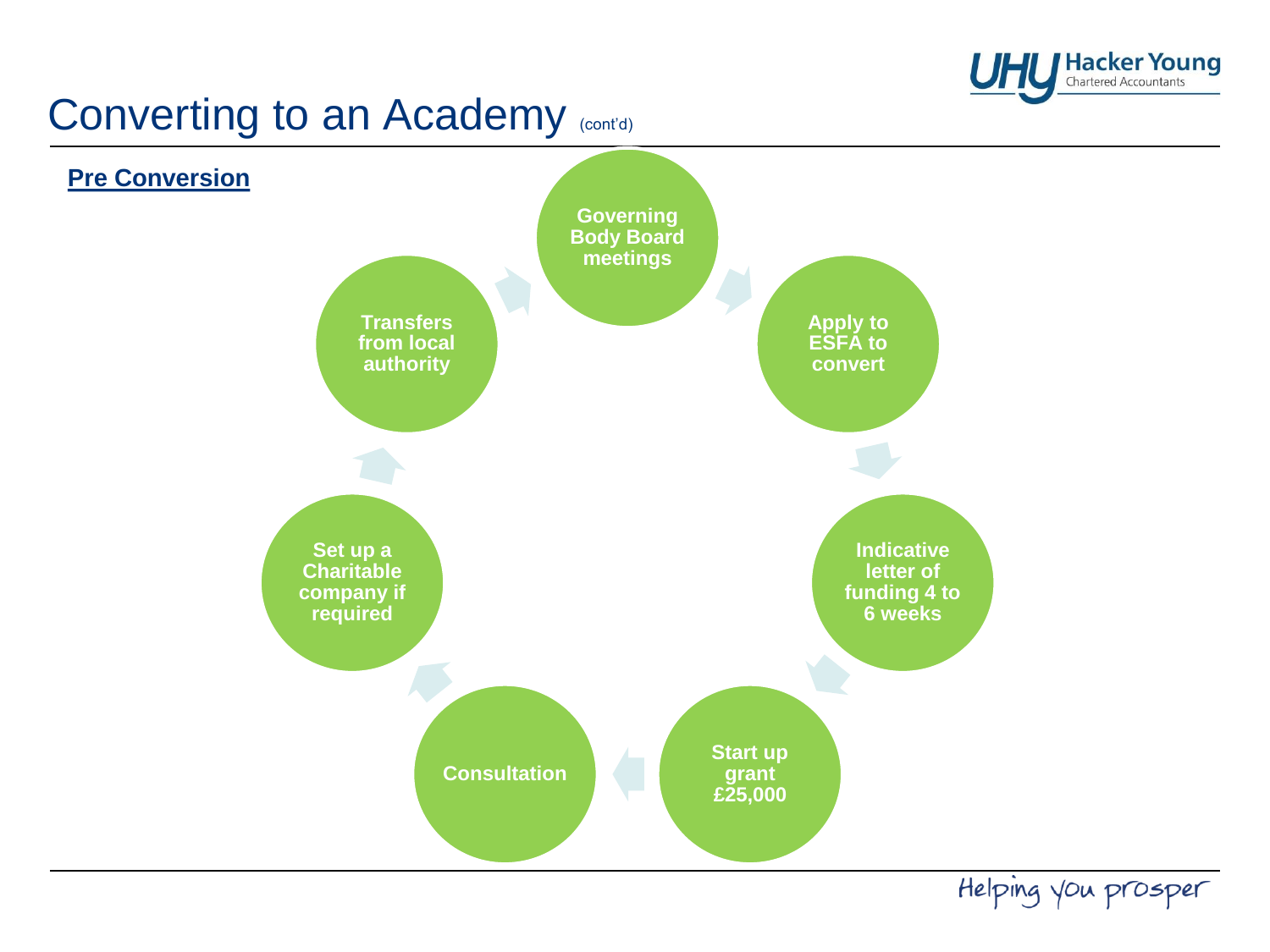# Converting to an Academy (cont'd)

**Pre Conversion**

- Governing Body Board meetings
- Apply to ESFA to convert
- Indicative letter of funding 4 to 6 weeks
- Start up grant £25,000
- Consultation
- Set up a Charitable company if required
- Transfers from local authority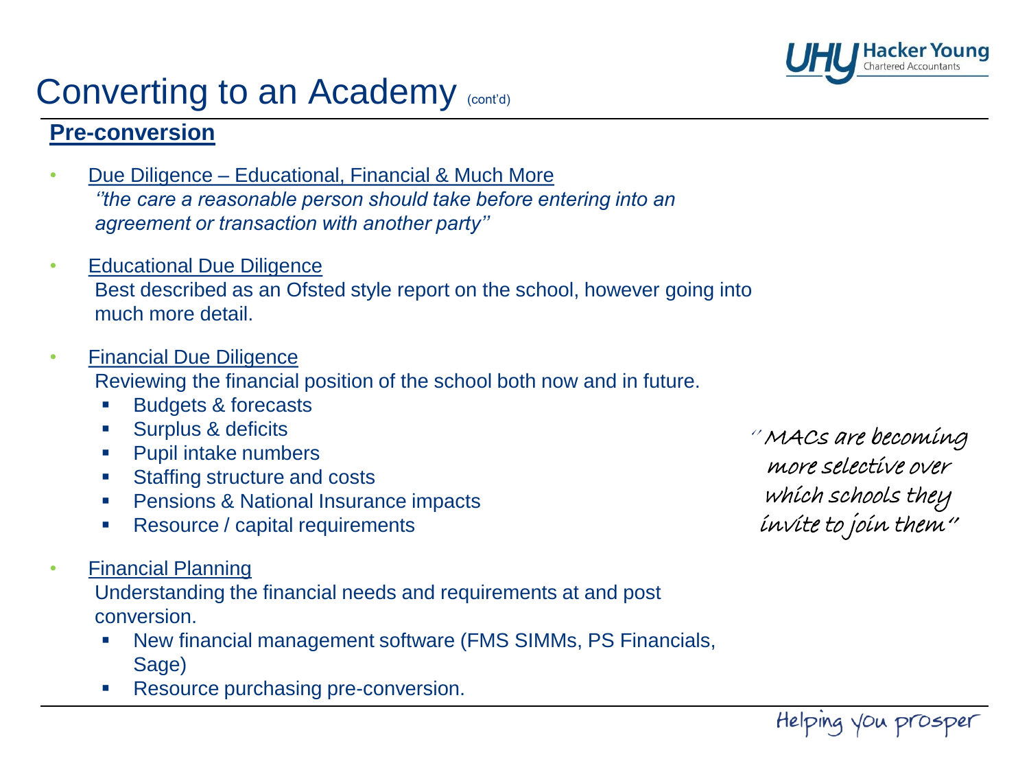# Converting to an Academy (cont'd)

## Pre-conversion

- Due Diligence – Educational, Financial & Much More
  *''the care a reasonable person should take before entering into an agreement or transaction with another party''*

- Educational Due Diligence
  Best described as an Ofsted style report on the school, however going into much more detail.

- Financial Due Diligence
  Reviewing the financial position of the school both now and in future.
  - Budgets & forecasts
  - Surplus & deficits
  - Pupil intake numbers
  - Staffing structure and costs
  - Pensions & National Insurance impacts
  - Resource / capital requirements

- Financial Planning
  Understanding the financial needs and requirements at and post conversion.
  - New financial management software (FMS SIMMs, PS Financials, Sage)
  - Resource purchasing pre-conversion.

*''MACs are becoming more selective over which schools they invite to join them''*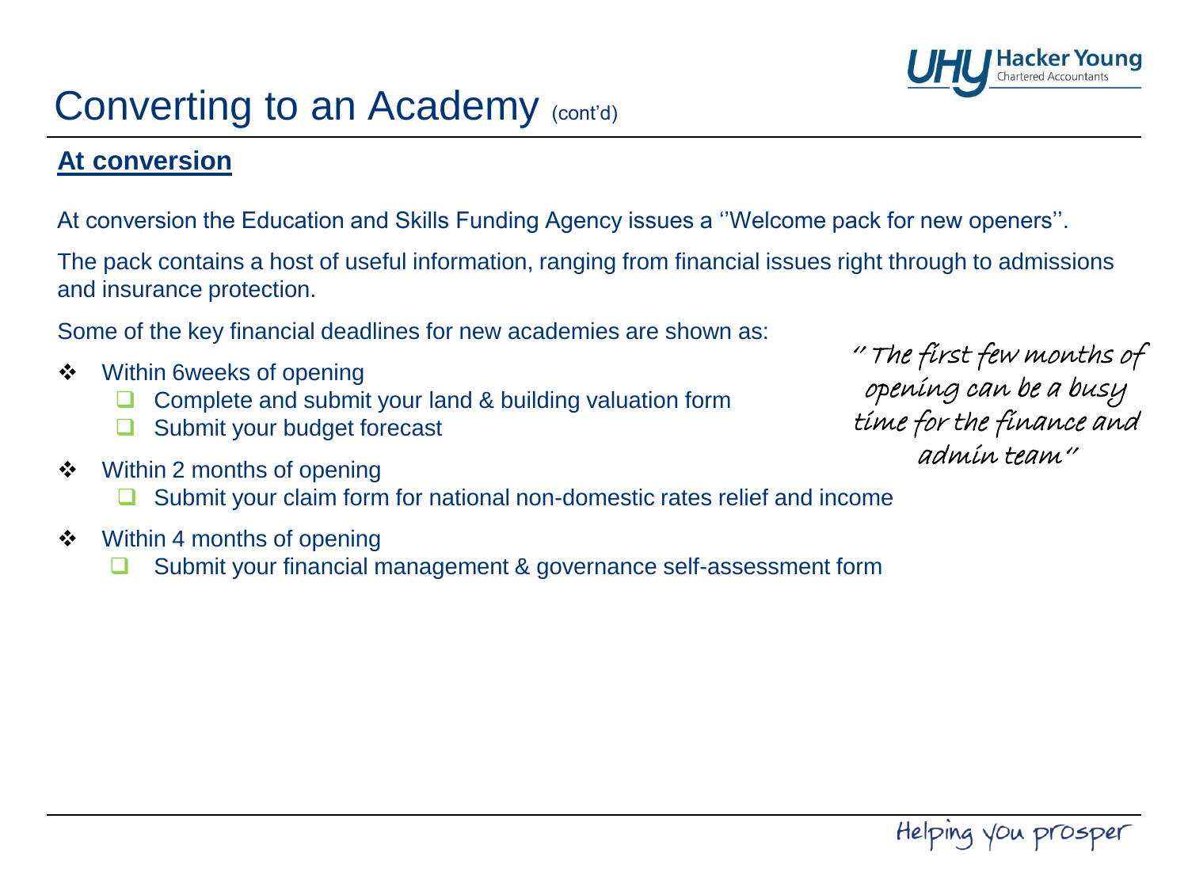# Converting to an Academy (cont'd)

## At conversion

At conversion the Education and Skills Funding Agency issues a ''Welcome pack for new openers''.

The pack contains a host of useful information, ranging from financial issues right through to admissions and insurance protection.

Some of the key financial deadlines for new academies are shown as:

- Within 6weeks of opening
  - Complete and submit your land & building valuation form
  - Submit your budget forecast
- Within 2 months of opening
  - Submit your claim form for national non-domestic rates relief and income
- Within 4 months of opening
  - Submit your financial management & governance self-assessment form

*" The first few months of opening can be a busy time for the finance and admin team"*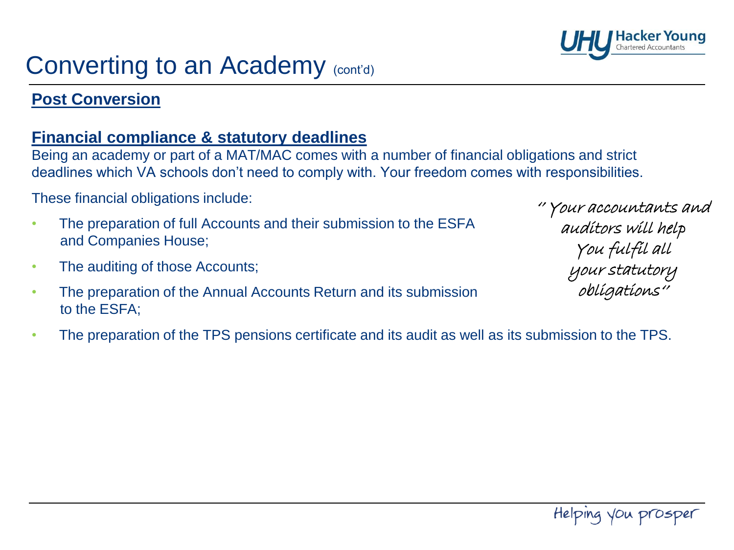# Converting to an Academy (cont'd)

## Post Conversion

### Financial compliance & statutory deadlines

Being an academy or part of a MAT/MAC comes with a number of financial obligations and strict deadlines which VA schools don't need to comply with. Your freedom comes with responsibilities.

These financial obligations include:

- The preparation of full Accounts and their submission to the ESFA and Companies House;
- The auditing of those Accounts;
- The preparation of the Annual Accounts Return and its submission to the ESFA;
- The preparation of the TPS pensions certificate and its audit as well as its submission to the TPS.

*" Your accountants and auditors will help You fulfil all your statutory obligations"*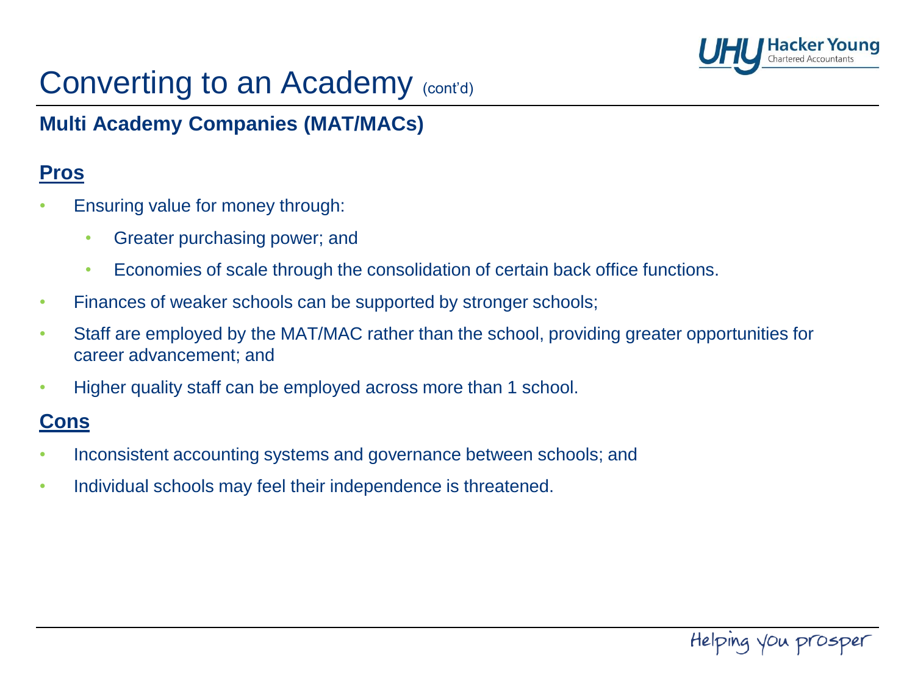# Converting to an Academy (cont'd)

## Multi Academy Companies (MAT/MACs)

### Pros

- Ensuring value for money through:
  - Greater purchasing power; and
  - Economies of scale through the consolidation of certain back office functions.
- Finances of weaker schools can be supported by stronger schools;
- Staff are employed by the MAT/MAC rather than the school, providing greater opportunities for career advancement; and
- Higher quality staff can be employed across more than 1 school.

### Cons

- Inconsistent accounting systems and governance between schools; and
- Individual schools may feel their independence is threatened.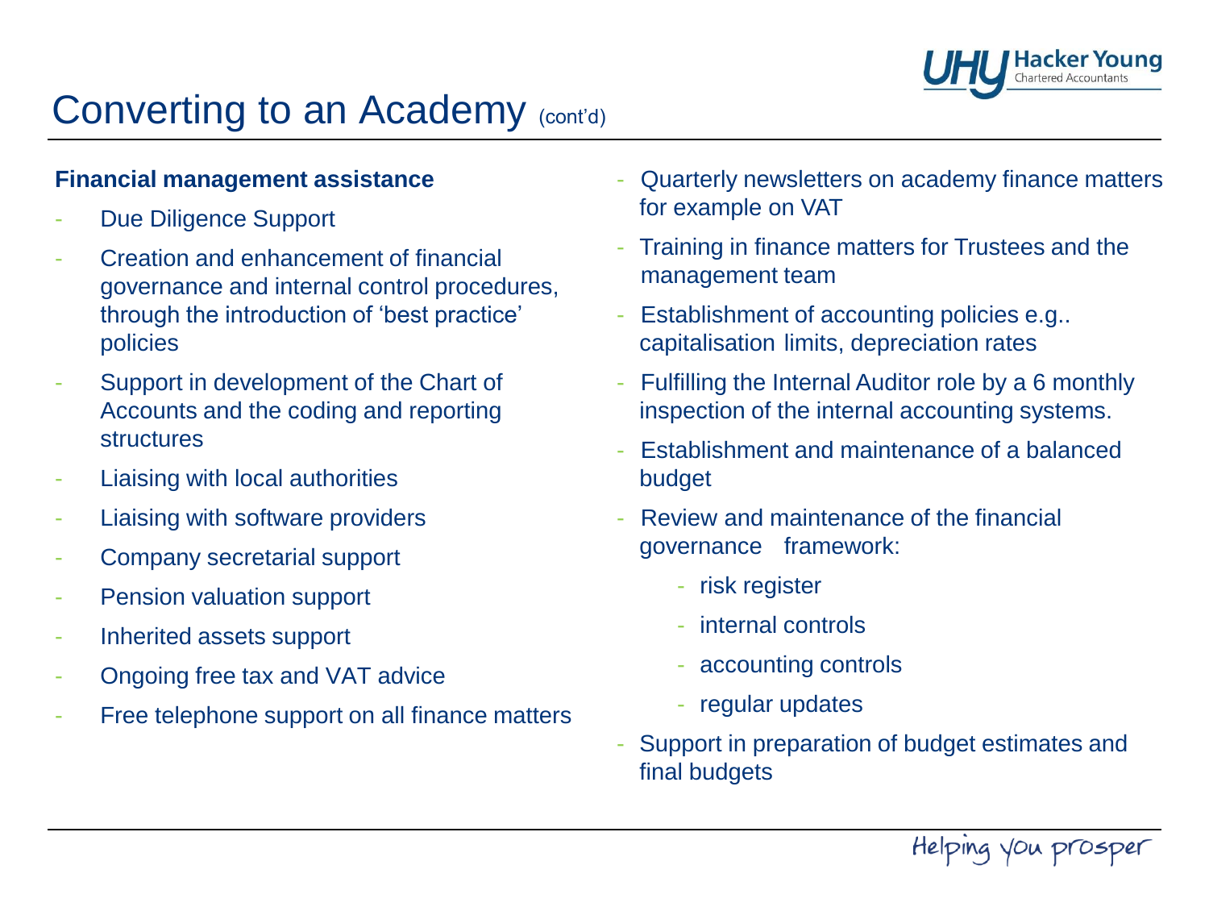# Converting to an Academy (cont'd)

**Financial management assistance**

- Due Diligence Support
- Creation and enhancement of financial governance and internal control procedures, through the introduction of 'best practice' policies
- Support in development of the Chart of Accounts and the coding and reporting structures
- Liaising with local authorities
- Liaising with software providers
- Company secretarial support
- Pension valuation support
- Inherited assets support
- Ongoing free tax and VAT advice
- Free telephone support on all finance matters
- Quarterly newsletters on academy finance matters for example on VAT
- Training in finance matters for Trustees and the management team
- Establishment of accounting policies e.g.. capitalisation limits, depreciation rates
- Fulfilling the Internal Auditor role by a 6 monthly inspection of the internal accounting systems.
- Establishment and maintenance of a balanced budget
- Review and maintenance of the financial governance framework:
  - risk register
  - internal controls
  - accounting controls
  - regular updates
- Support in preparation of budget estimates and final budgets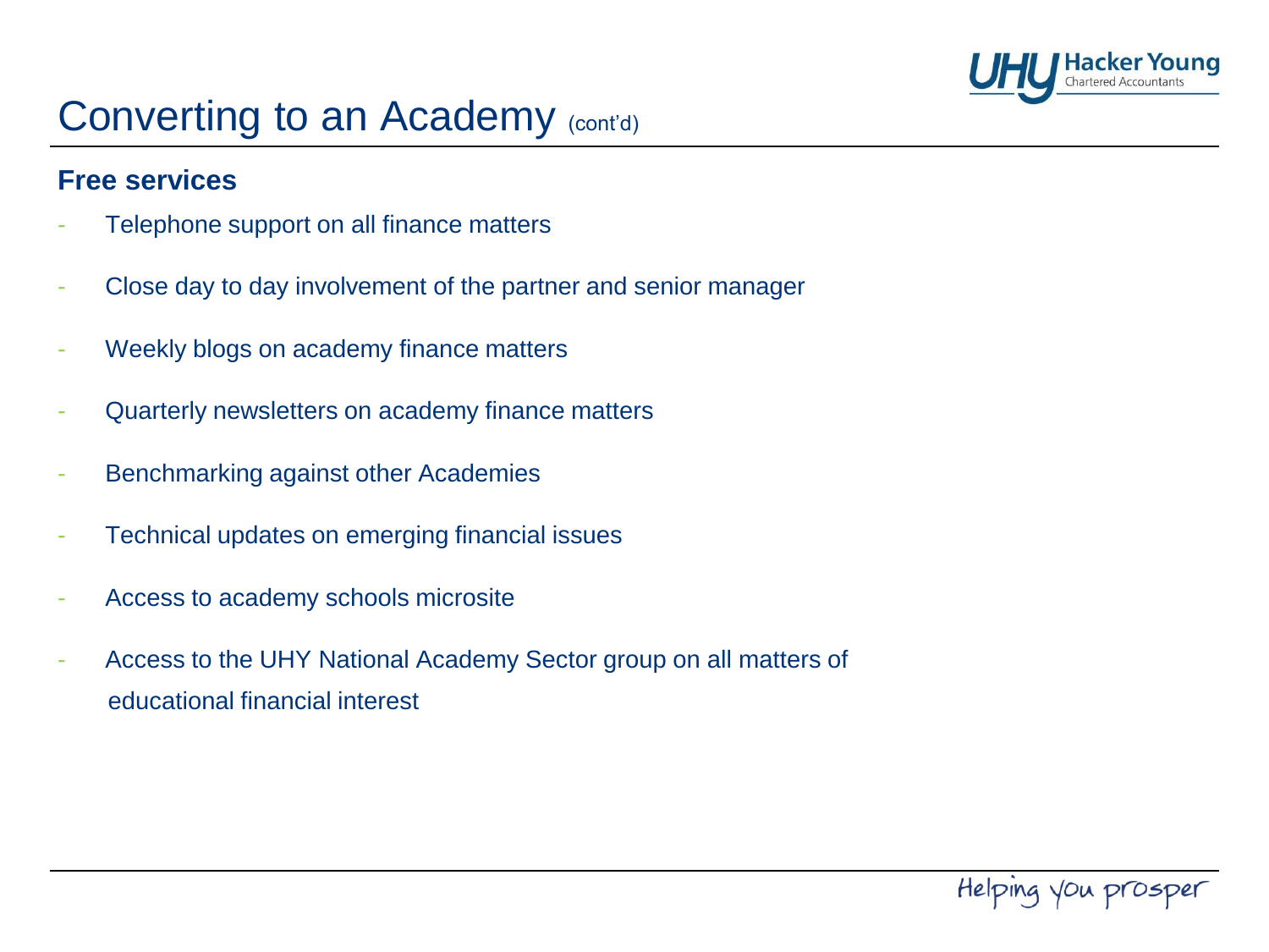# Converting to an Academy (cont'd)

## Free services

- Telephone support on all finance matters
- Close day to day involvement of the partner and senior manager
- Weekly blogs on academy finance matters
- Quarterly newsletters on academy finance matters
- Benchmarking against other Academies
- Technical updates on emerging financial issues
- Access to academy schools microsite
- Access to the UHY National Academy Sector group on all matters of educational financial interest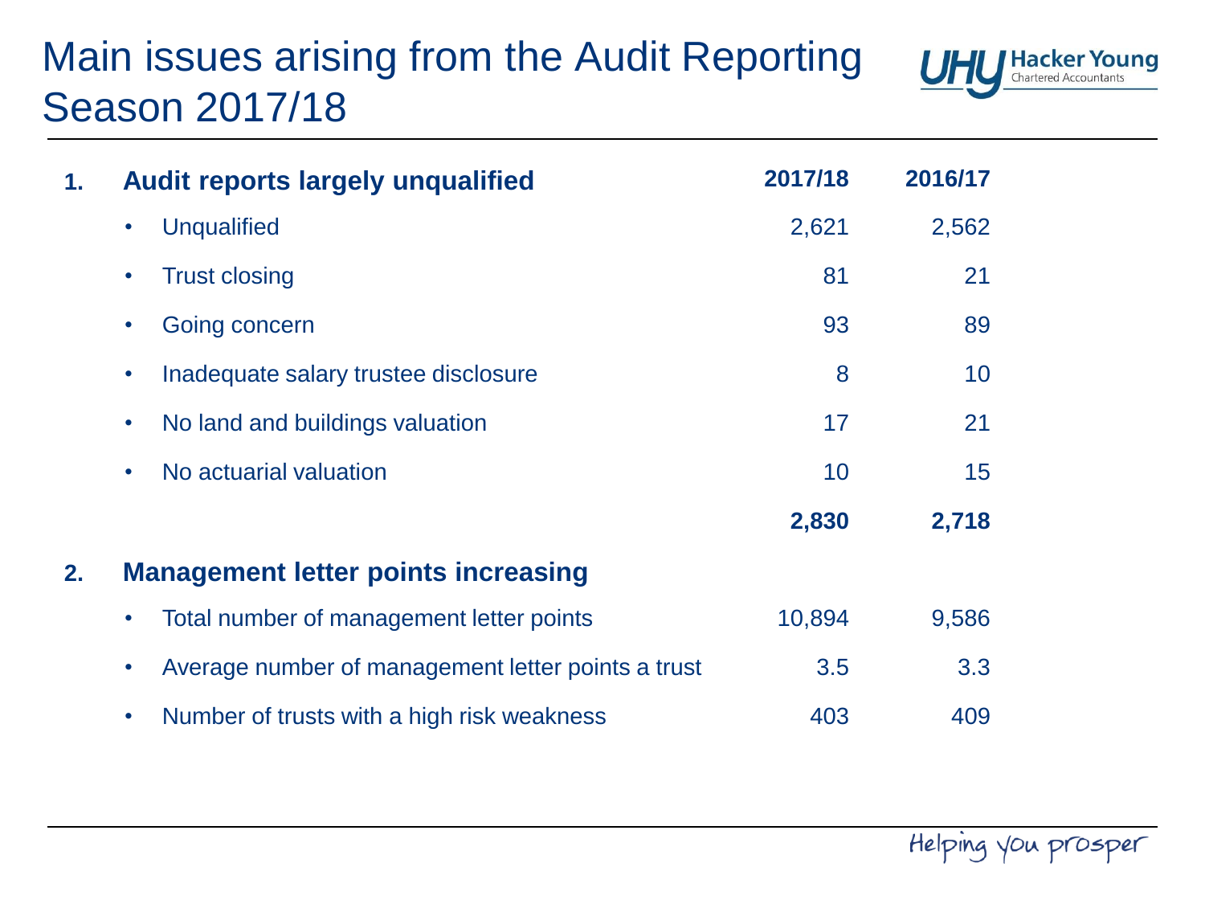# Main issues arising from the Audit Reporting Season 2017/18

| | | 2017/18 | 2016/17 |
|---|---|---|---|
| **1.** | **Audit reports largely unqualified** | **2017/18** | **2016/17** |
| | • Unqualified | 2,621 | 2,562 |
| | • Trust closing | 81 | 21 |
| | • Going concern | 93 | 89 |
| | • Inadequate salary trustee disclosure | 8 | 10 |
| | • No land and buildings valuation | 17 | 21 |
| | • No actuarial valuation | 10 | 15 |
| | | **2,830** | **2,718** |
| **2.** | **Management letter points increasing** | | |
| | • Total number of management letter points | 10,894 | 9,586 |
| | • Average number of management letter points a trust | 3.5 | 3.3 |
| | • Number of trusts with a high risk weakness | 403 | 409 |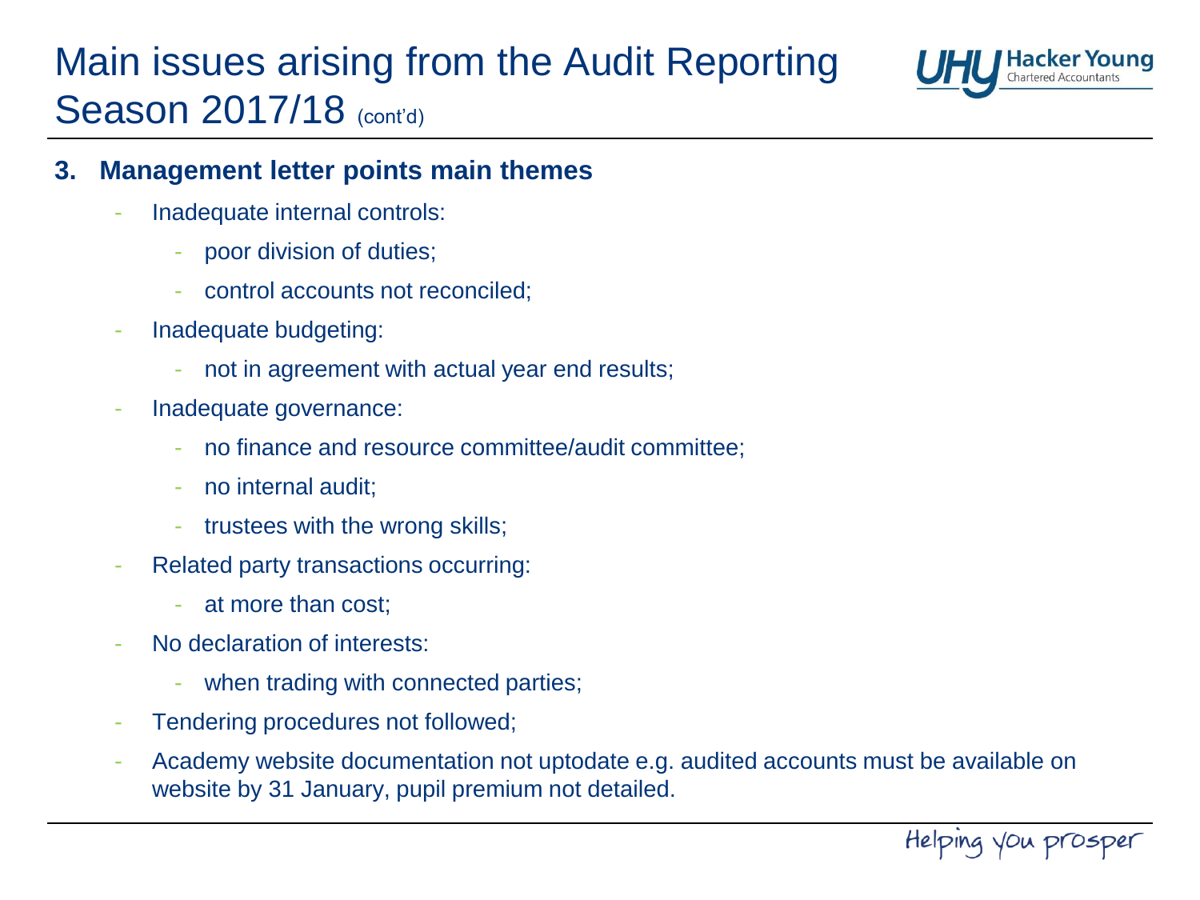# Main issues arising from the Audit Reporting Season 2017/18 (cont'd)

**3. Management letter points main themes**

- Inadequate internal controls:
  - poor division of duties;
  - control accounts not reconciled;
- Inadequate budgeting:
  - not in agreement with actual year end results;
- Inadequate governance:
  - no finance and resource committee/audit committee;
  - no internal audit;
  - trustees with the wrong skills;
- Related party transactions occurring:
  - at more than cost;
- No declaration of interests:
  - when trading with connected parties;
- Tendering procedures not followed;
- Academy website documentation not uptodate e.g. audited accounts must be available on website by 31 January, pupil premium not detailed.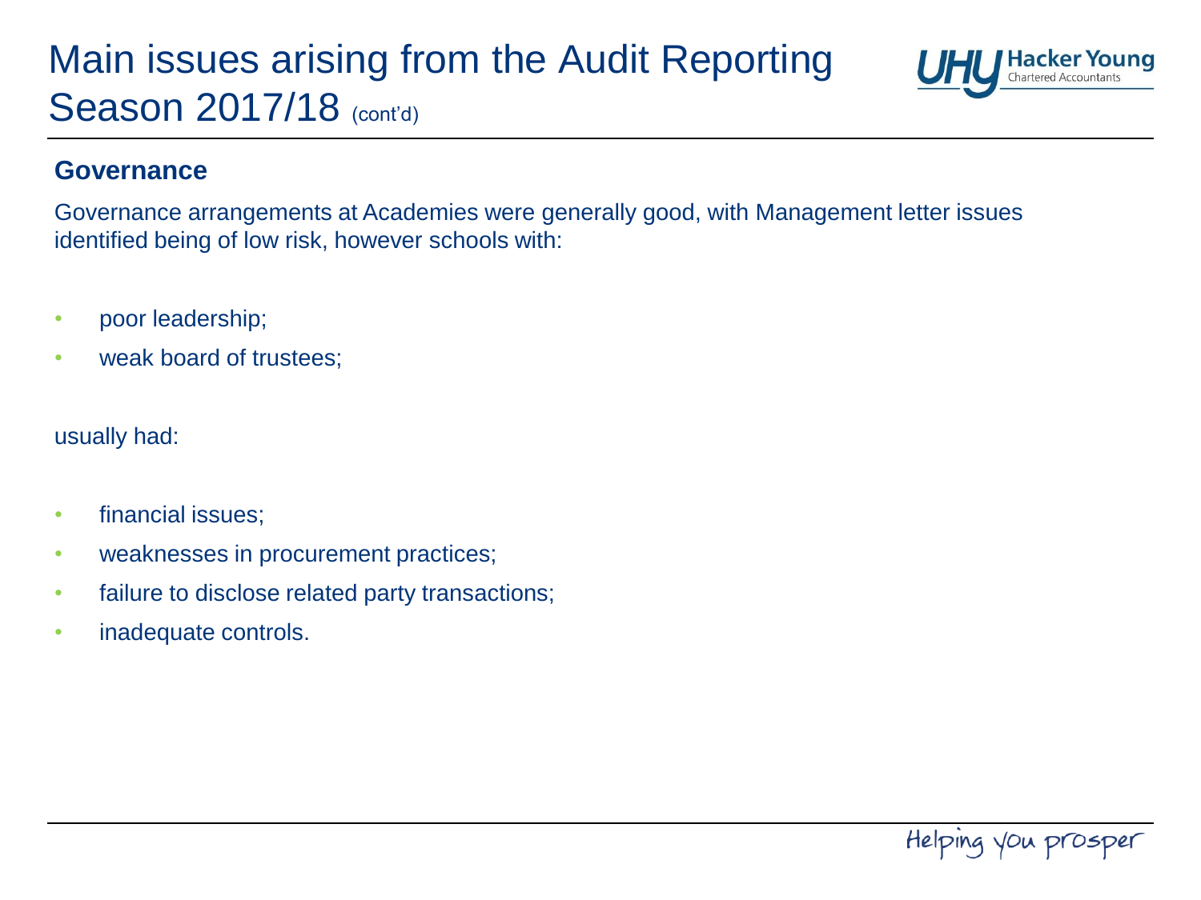# Main issues arising from the Audit Reporting Season 2017/18 (cont'd)

## Governance

Governance arrangements at Academies were generally good, with Management letter issues identified being of low risk, however schools with:

- poor leadership;
- weak board of trustees;

usually had:

- financial issues;
- weaknesses in procurement practices;
- failure to disclose related party transactions;
- inadequate controls.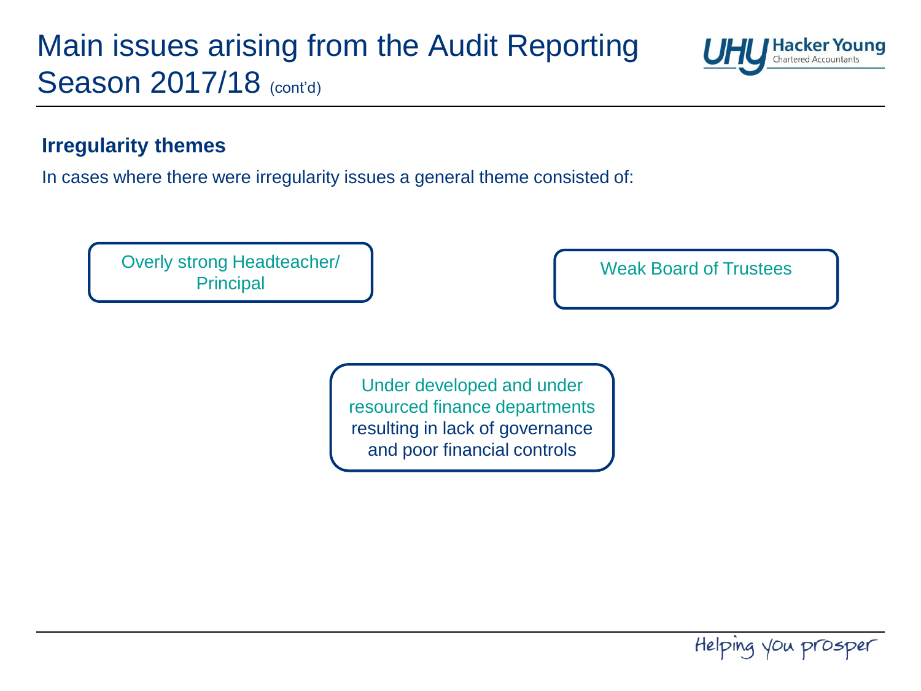# Main issues arising from the Audit Reporting Season 2017/18 (cont'd)

## Irregularity themes

In cases where there were irregularity issues a general theme consisted of:

- Overly strong Headteacher/ Principal
- Weak Board of Trustees
- Under developed and under resourced finance departments resulting in lack of governance and poor financial controls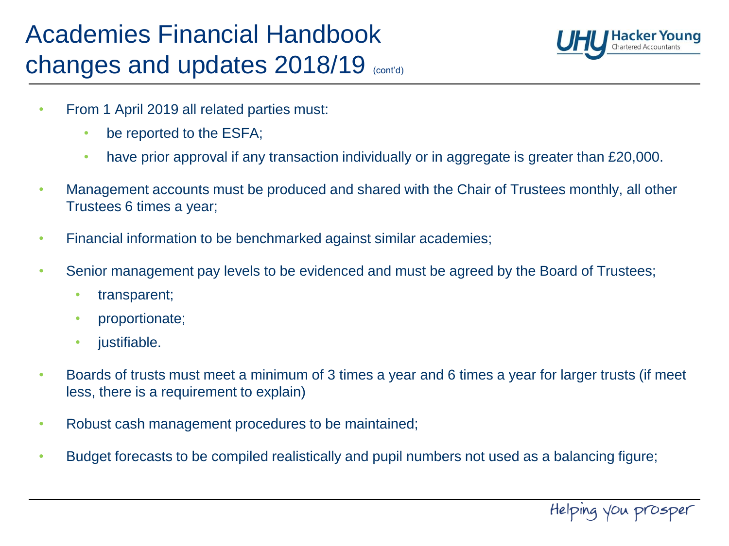# Academies Financial Handbook changes and updates 2018/19 (cont'd)

- From 1 April 2019 all related parties must:
  - be reported to the ESFA;
  - have prior approval if any transaction individually or in aggregate is greater than £20,000.
- Management accounts must be produced and shared with the Chair of Trustees monthly, all other Trustees 6 times a year;
- Financial information to be benchmarked against similar academies;
- Senior management pay levels to be evidenced and must be agreed by the Board of Trustees;
  - transparent;
  - proportionate;
  - justifiable.
- Boards of trusts must meet a minimum of 3 times a year and 6 times a year for larger trusts (if meet less, there is a requirement to explain)
- Robust cash management procedures to be maintained;
- Budget forecasts to be compiled realistically and pupil numbers not used as a balancing figure;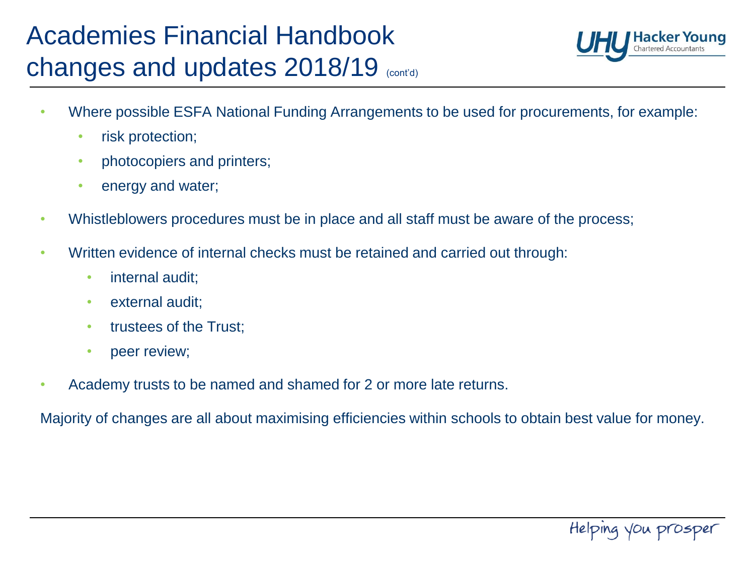# Academies Financial Handbook changes and updates 2018/19 (cont'd)

- Where possible ESFA National Funding Arrangements to be used for procurements, for example:
  - risk protection;
  - photocopiers and printers;
  - energy and water;
- Whistleblowers procedures must be in place and all staff must be aware of the process;
- Written evidence of internal checks must be retained and carried out through:
  - internal audit;
  - external audit;
  - trustees of the Trust;
  - peer review;
- Academy trusts to be named and shamed for 2 or more late returns.

Majority of changes are all about maximising efficiencies within schools to obtain best value for money.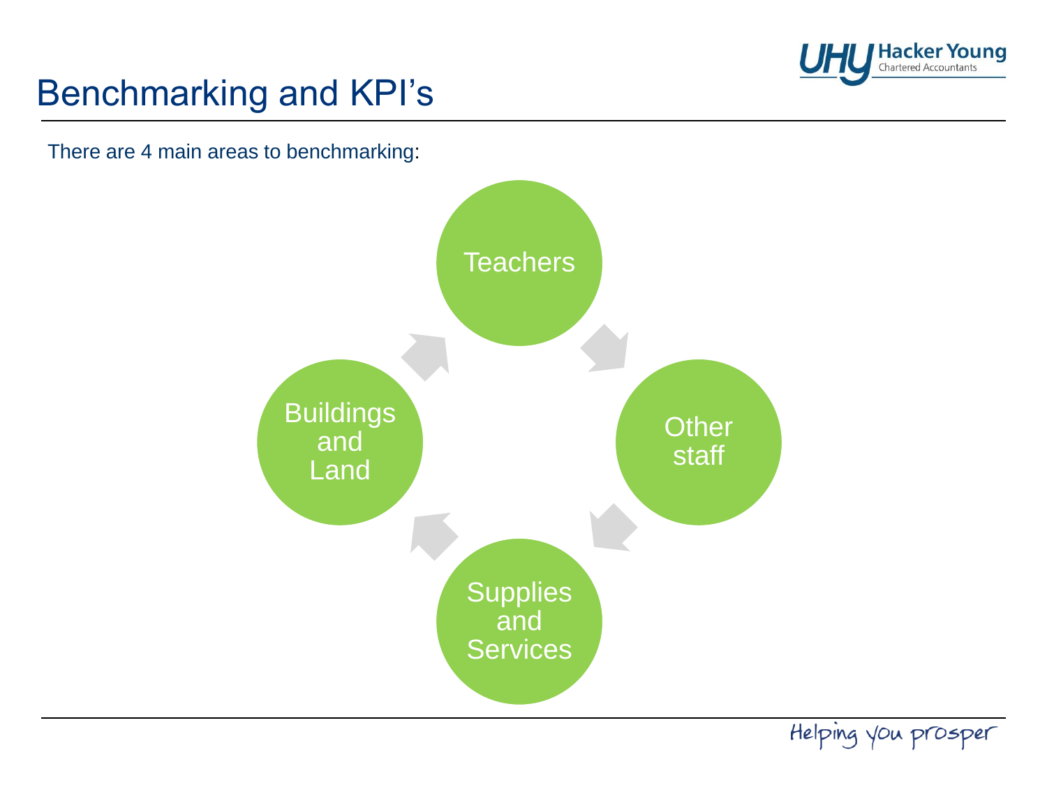# Benchmarking and KPI's

There are 4 main areas to benchmarking:

- Teachers
- Other staff
- Supplies and Services
- Buildings and Land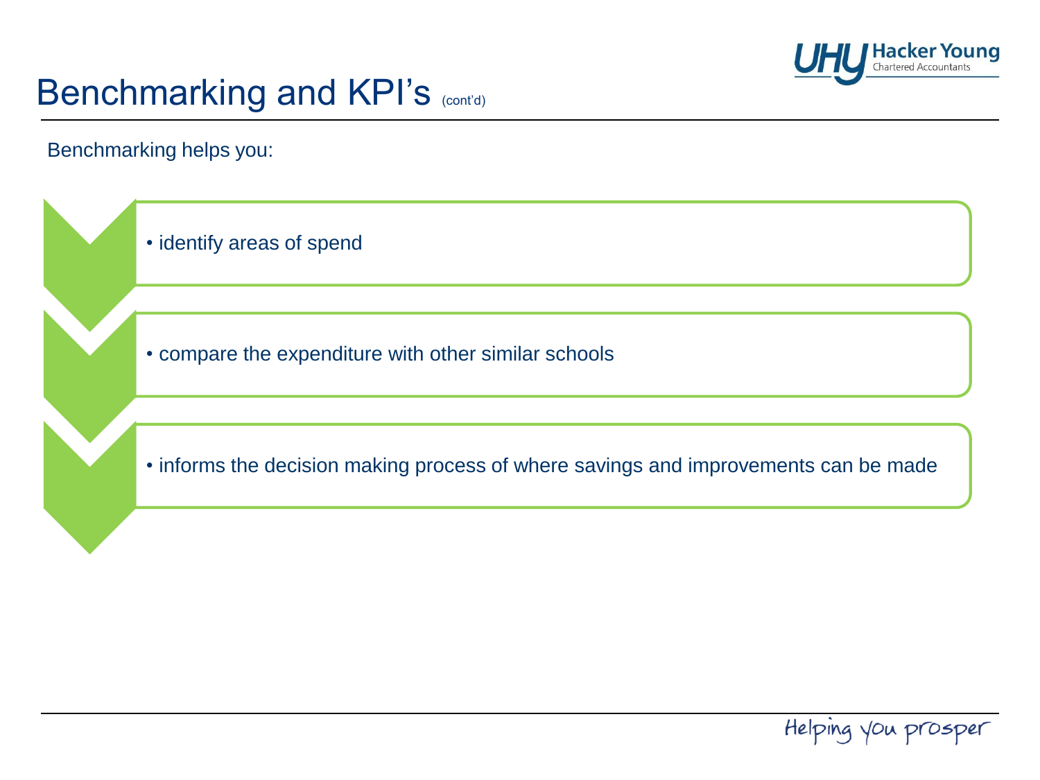# Benchmarking and KPI's (cont'd)

Benchmarking helps you:

- identify areas of spend
- compare the expenditure with other similar schools
- informs the decision making process of where savings and improvements can be made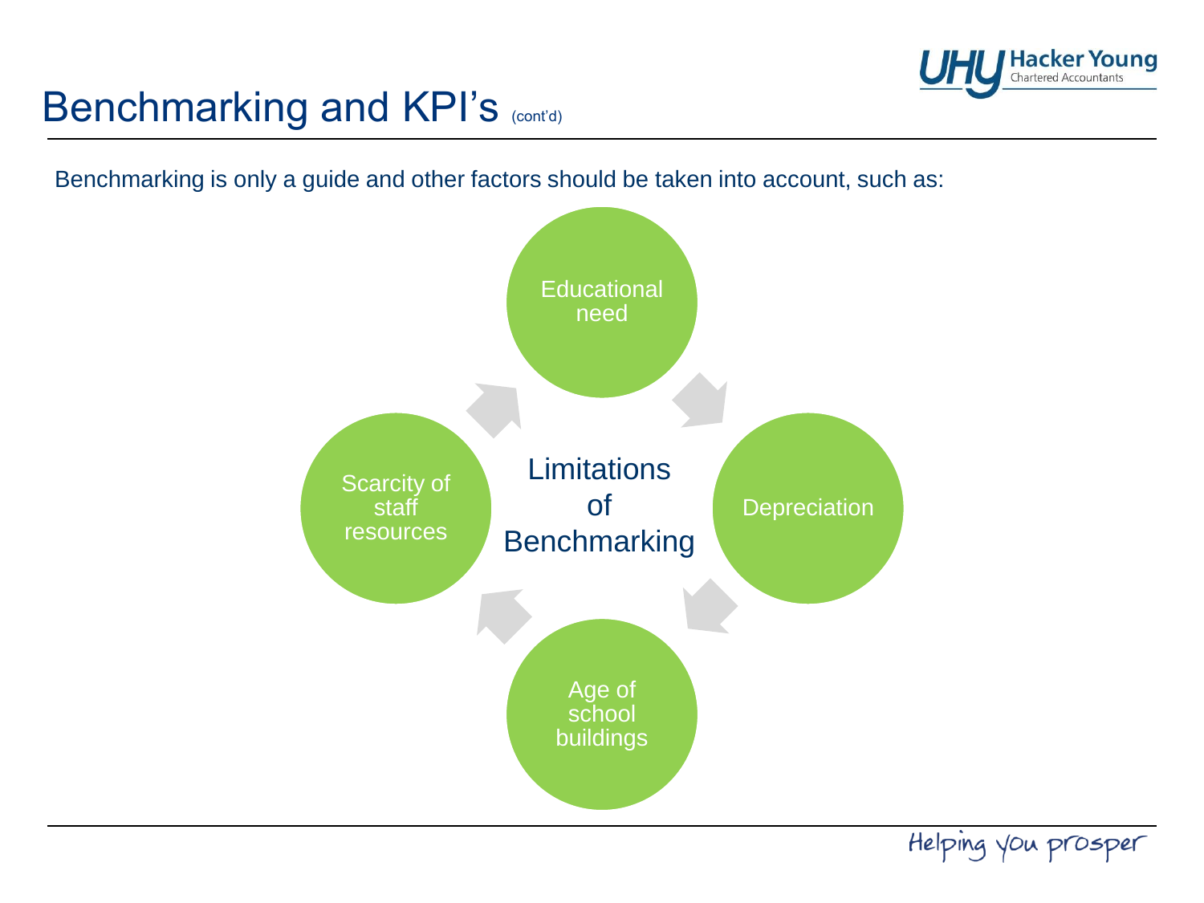# Benchmarking and KPI's (cont'd)

Benchmarking is only a guide and other factors should be taken into account, such as:

**Limitations of Benchmarking**

- Educational need
- Depreciation
- Age of school buildings
- Scarcity of staff resources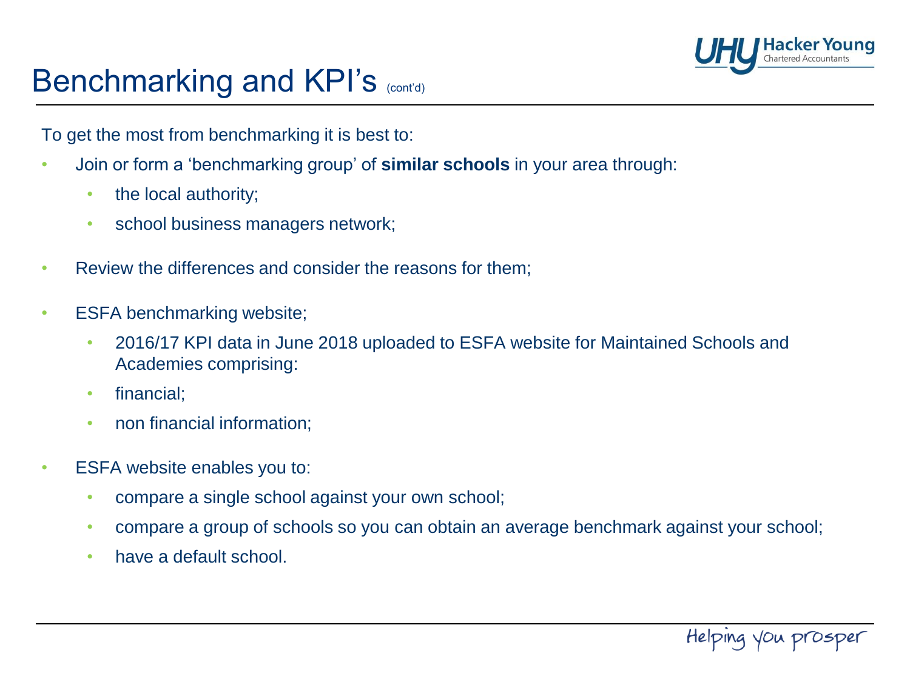# Benchmarking and KPI's (cont'd)

To get the most from benchmarking it is best to:

- Join or form a 'benchmarking group' of **similar schools** in your area through:
  - the local authority;
  - school business managers network;
- Review the differences and consider the reasons for them;
- ESFA benchmarking website;
  - 2016/17 KPI data in June 2018 uploaded to ESFA website for Maintained Schools and Academies comprising:
  - financial;
  - non financial information;
- ESFA website enables you to:
  - compare a single school against your own school;
  - compare a group of schools so you can obtain an average benchmark against your school;
  - have a default school.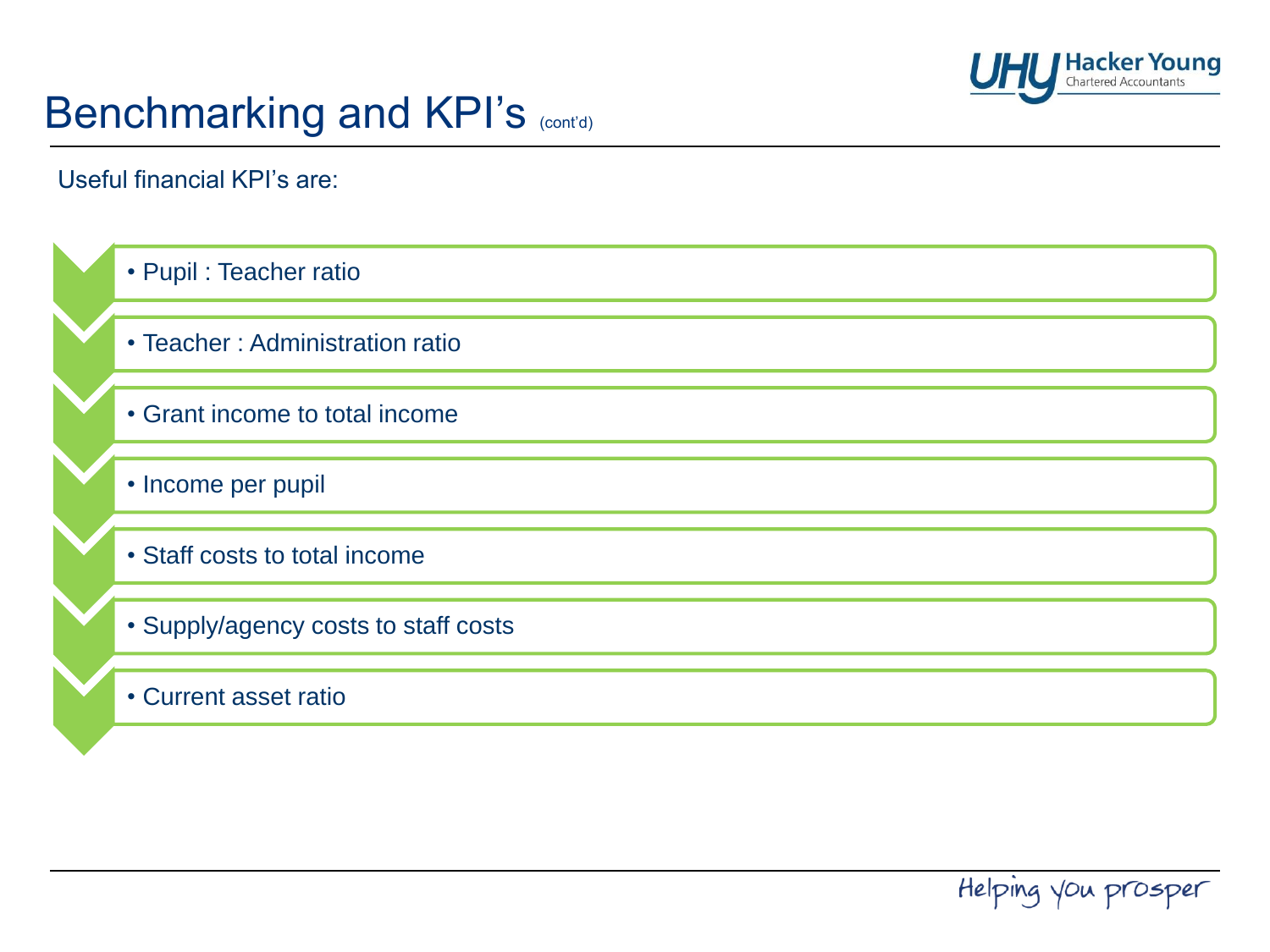# Benchmarking and KPI's (cont'd)

Useful financial KPI's are:

- Pupil : Teacher ratio
- Teacher : Administration ratio
- Grant income to total income
- Income per pupil
- Staff costs to total income
- Supply/agency costs to staff costs
- Current asset ratio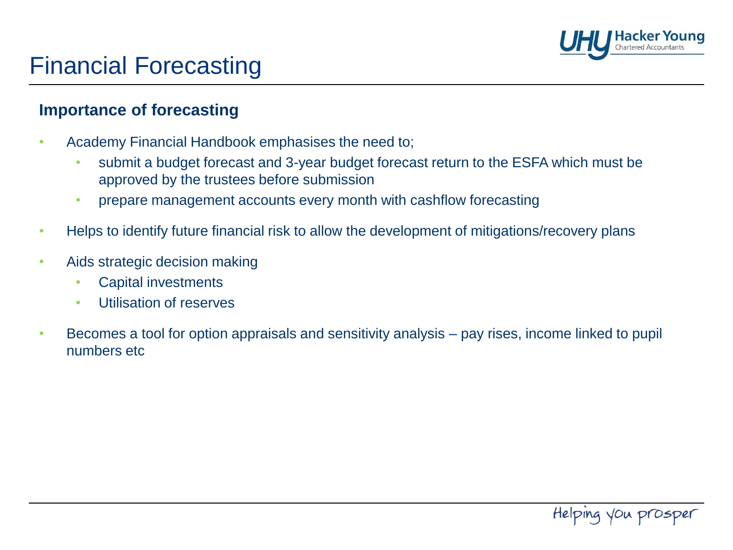# Financial Forecasting

**Importance of forecasting**

- Academy Financial Handbook emphasises the need to;
  - submit a budget forecast and 3-year budget forecast return to the ESFA which must be approved by the trustees before submission
  - prepare management accounts every month with cashflow forecasting
- Helps to identify future financial risk to allow the development of mitigations/recovery plans
- Aids strategic decision making
  - Capital investments
  - Utilisation of reserves
- Becomes a tool for option appraisals and sensitivity analysis – pay rises, income linked to pupil numbers etc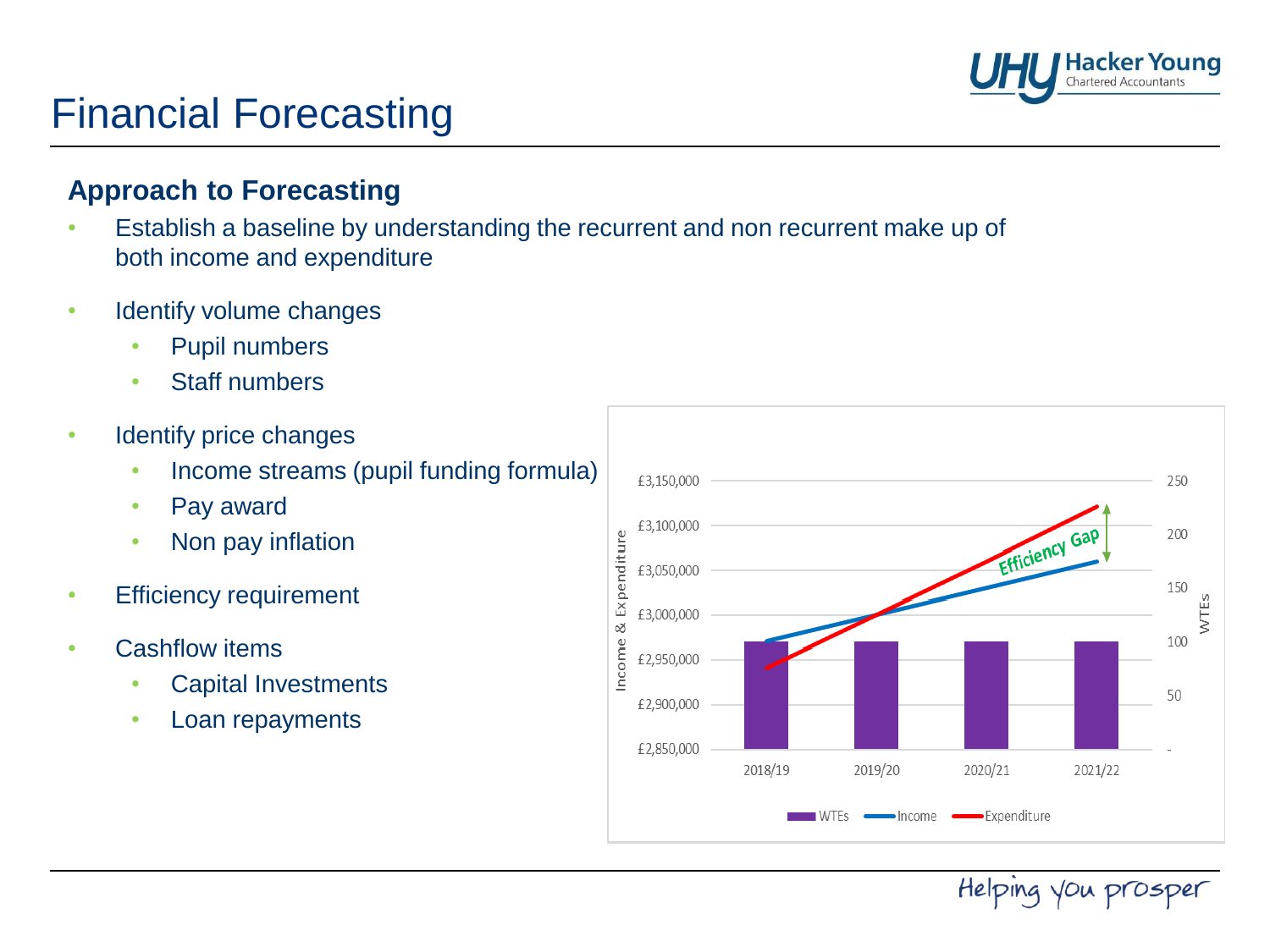# Financial Forecasting

## Approach to Forecasting

- Establish a baseline by understanding the recurrent and non recurrent make up of both income and expenditure
- Identify volume changes
  - Pupil numbers
  - Staff numbers
- Identify price changes
  - Income streams (pupil funding formula)
  - Pay award
  - Non pay inflation
- Efficiency requirement
- Cashflow items
  - Capital Investments
  - Loan repayments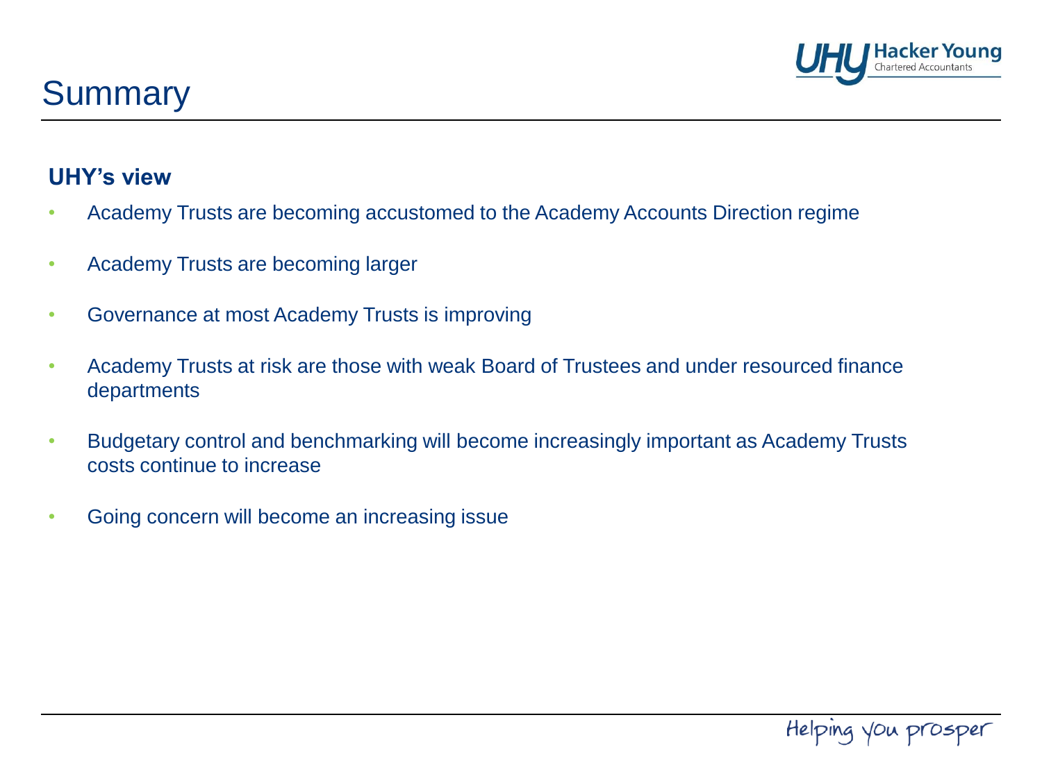# Summary

**UHY's view**

- Academy Trusts are becoming accustomed to the Academy Accounts Direction regime
- Academy Trusts are becoming larger
- Governance at most Academy Trusts is improving
- Academy Trusts at risk are those with weak Board of Trustees and under resourced finance departments
- Budgetary control and benchmarking will become increasingly important as Academy Trusts costs continue to increase
- Going concern will become an increasing issue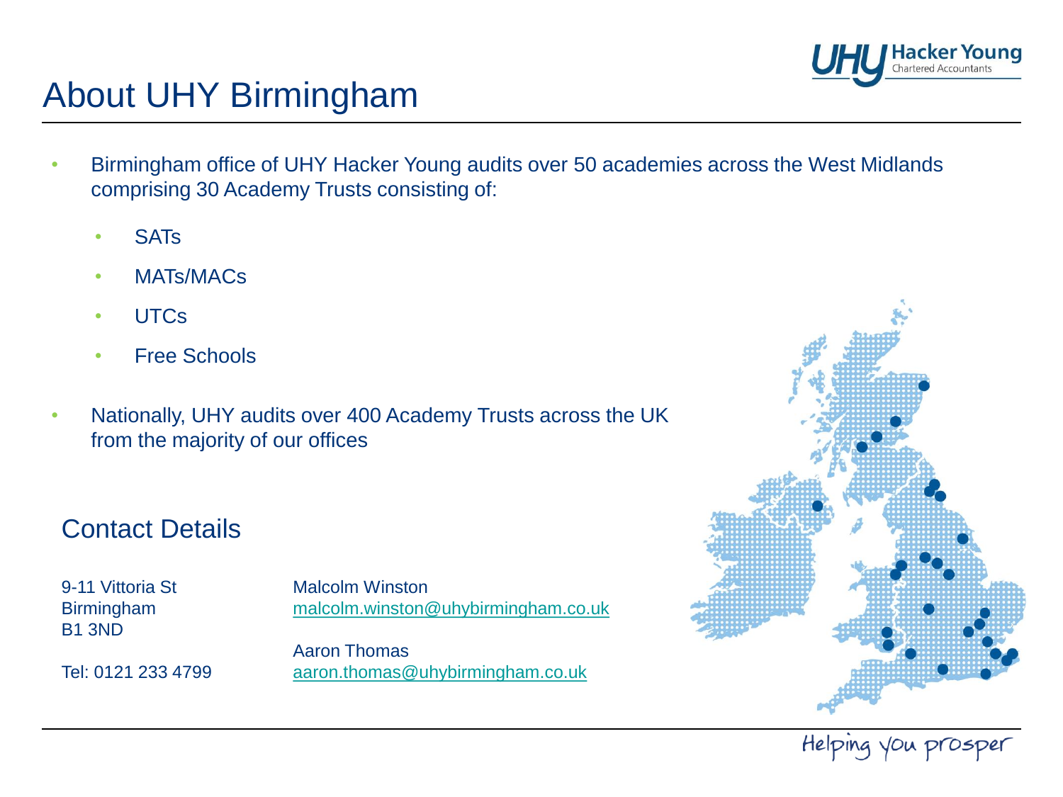# About UHY Birmingham

- Birmingham office of UHY Hacker Young audits over 50 academies across the West Midlands comprising 30 Academy Trusts consisting of:
  - SATs
  - MATs/MACs
  - UTCs
  - Free Schools
- Nationally, UHY audits over 400 Academy Trusts across the UK from the majority of our offices

## Contact Details

9-11 Vittoria St
Birmingham
B1 3ND

Tel: 0121 233 4799

Malcolm Winston
malcolm.winston@uhybirmingham.co.uk

Aaron Thomas
aaron.thomas@uhybirmingham.co.uk